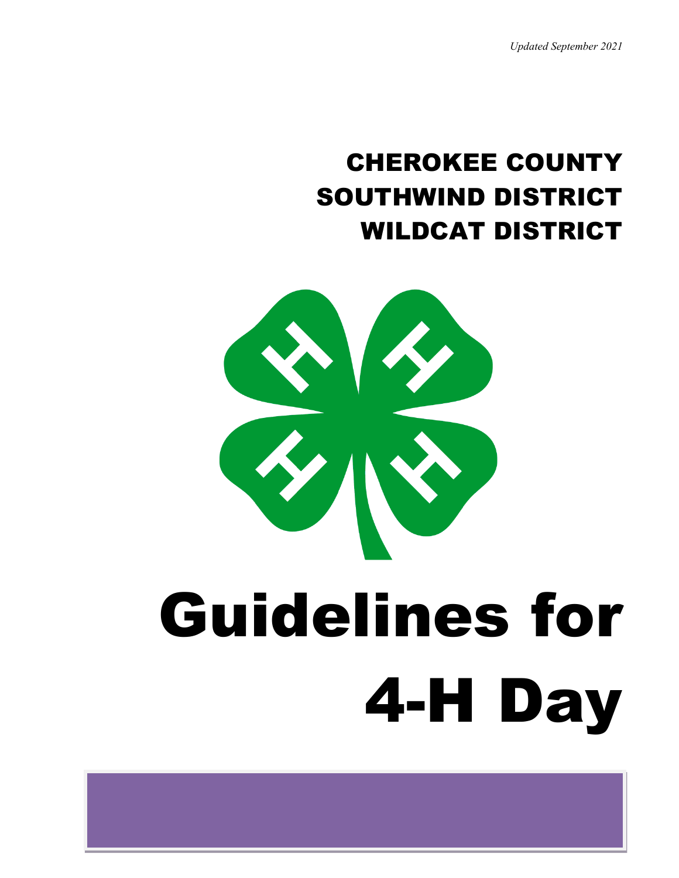*Updated September 2021*

# CHEROKEE COUNTY
# SOUTHWIND DISTRICT
# WILDCAT DISTRICT

# Guidelines for 4-H Day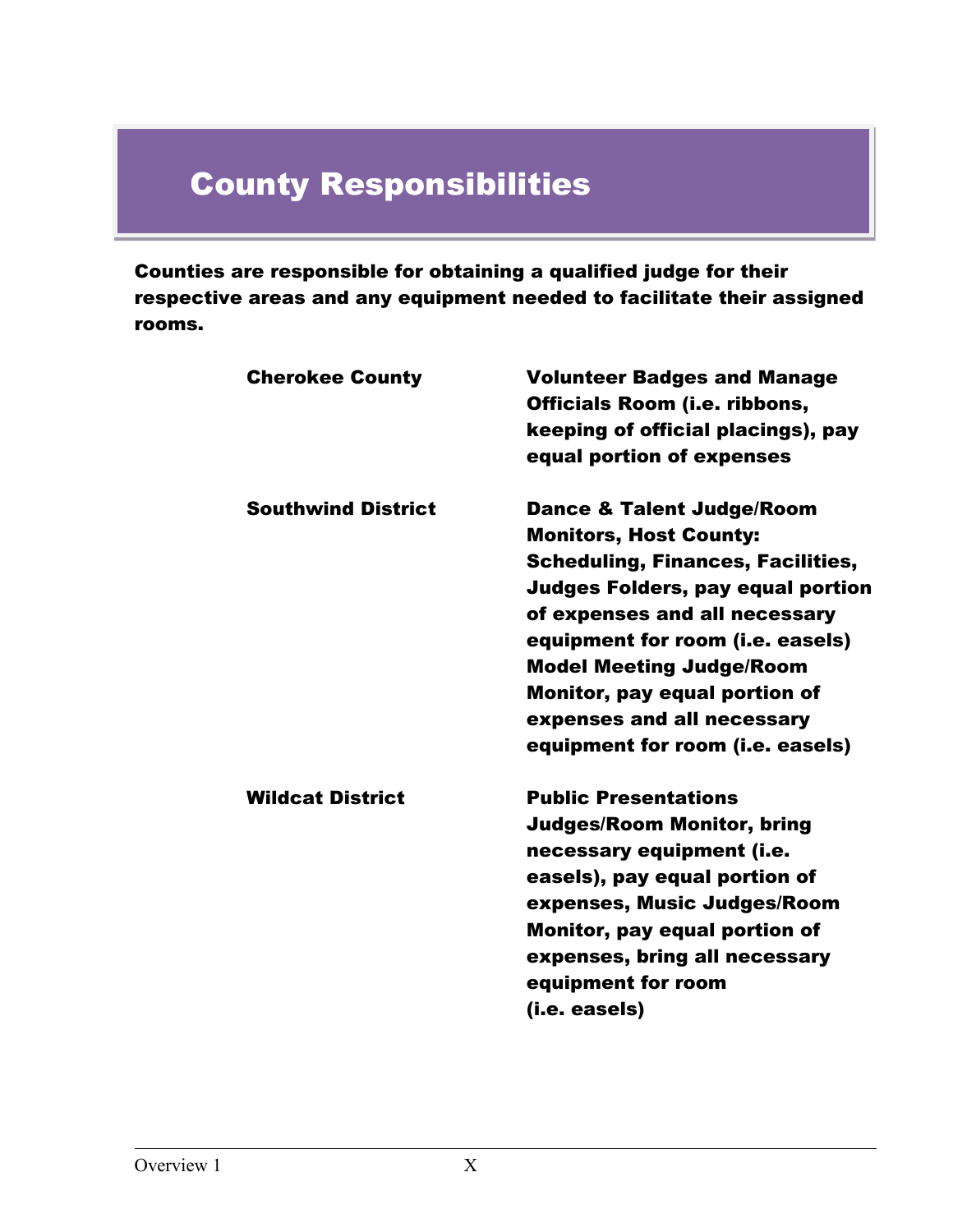# County Responsibilities

**Counties are responsible for obtaining a qualified judge for their respective areas and any equipment needed to facilitate their assigned rooms.**

| | |
|---|---|
| **Cherokee County** | **Volunteer Badges and Manage Officials Room (i.e. ribbons, keeping of official placings), pay equal portion of expenses** |
| **Southwind District** | **Dance & Talent Judge/Room Monitors, Host County: Scheduling, Finances, Facilities, Judges Folders, pay equal portion of expenses and all necessary equipment for room (i.e. easels) Model Meeting Judge/Room Monitor, pay equal portion of expenses and all necessary equipment for room (i.e. easels)** |
| **Wildcat District** | **Public Presentations Judges/Room Monitor, bring necessary equipment (i.e. easels), pay equal portion of expenses, Music Judges/Room Monitor, pay equal portion of expenses, bring all necessary equipment for room (i.e. easels)** |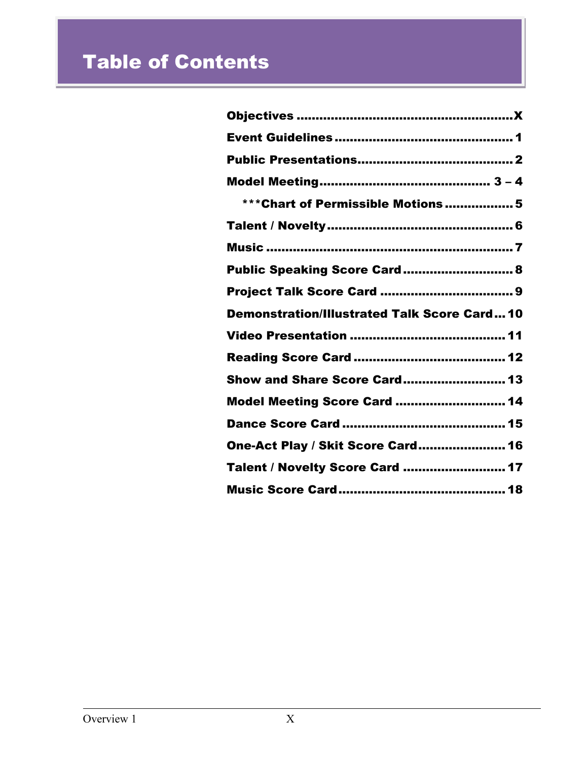# Table of Contents

| | |
|---|---|
| **Objectives** | **X** |
| **Event Guidelines** | **1** |
| **Public Presentations** | **2** |
| **Model Meeting** | **3 – 4** |
| &nbsp;&nbsp;&nbsp;&nbsp;**\*\*\*Chart of Permissible Motions** | **5** |
| **Talent / Novelty** | **6** |
| **Music** | **7** |
| **Public Speaking Score Card** | **8** |
| **Project Talk Score Card** | **9** |
| **Demonstration/Illustrated Talk Score Card** | **10** |
| **Video Presentation** | **11** |
| **Reading Score Card** | **12** |
| **Show and Share Score Card** | **13** |
| **Model Meeting Score Card** | **14** |
| **Dance Score Card** | **15** |
| **One-Act Play / Skit Score Card** | **16** |
| **Talent / Novelty Score Card** | **17** |
| **Music Score Card** | **18** |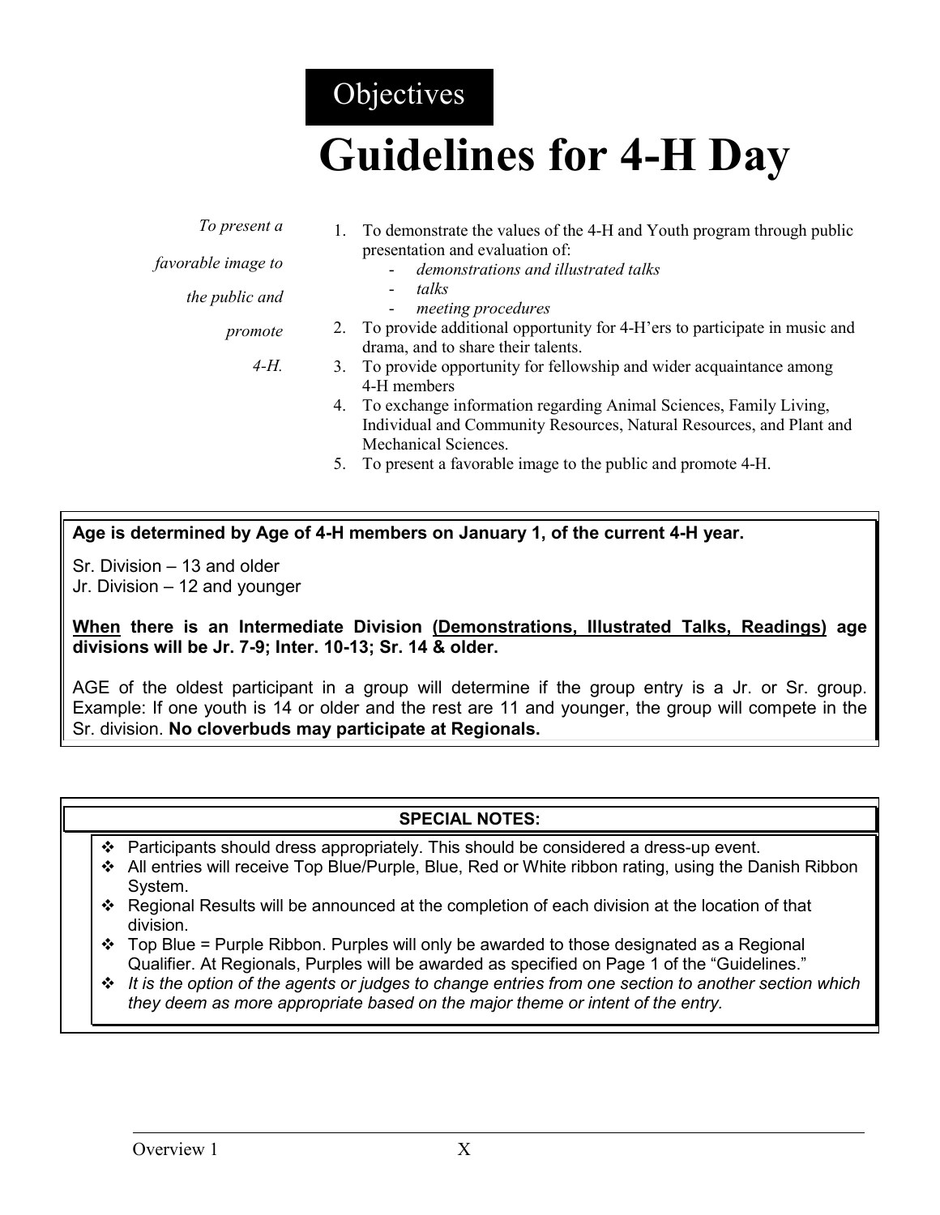Objectives

# Guidelines for 4-H Day

*To present a favorable image to the public and promote 4-H.*

1. To demonstrate the values of the 4-H and Youth program through public presentation and evaluation of:
   - *demonstrations and illustrated talks*
   - *talks*
   - *meeting procedures*
2. To provide additional opportunity for 4-H'ers to participate in music and drama, and to share their talents.
3. To provide opportunity for fellowship and wider acquaintance among 4-H members
4. To exchange information regarding Animal Sciences, Family Living, Individual and Community Resources, Natural Resources, and Plant and Mechanical Sciences.
5. To present a favorable image to the public and promote 4-H.

**Age is determined by Age of 4-H members on January 1, of the current 4-H year.**

Sr. Division – 13 and older
Jr. Division – 12 and younger

**<u>When</u> there is an Intermediate Division <u>(Demonstrations, Illustrated Talks, Readings)</u> age divisions will be Jr. 7-9; Inter. 10-13; Sr. 14 & older.**

AGE of the oldest participant in a group will determine if the group entry is a Jr. or Sr. group. Example: If one youth is 14 or older and the rest are 11 and younger, the group will compete in the Sr. division. **No cloverbuds may participate at Regionals.**

**SPECIAL NOTES:**

- Participants should dress appropriately. This should be considered a dress-up event.
- All entries will receive Top Blue/Purple, Blue, Red or White ribbon rating, using the Danish Ribbon System.
- Regional Results will be announced at the completion of each division at the location of that division.
- Top Blue = Purple Ribbon. Purples will only be awarded to those designated as a Regional Qualifier. At Regionals, Purples will be awarded as specified on Page 1 of the "Guidelines."
- *It is the option of the agents or judges to change entries from one section to another section which they deem as more appropriate based on the major theme or intent of the entry.*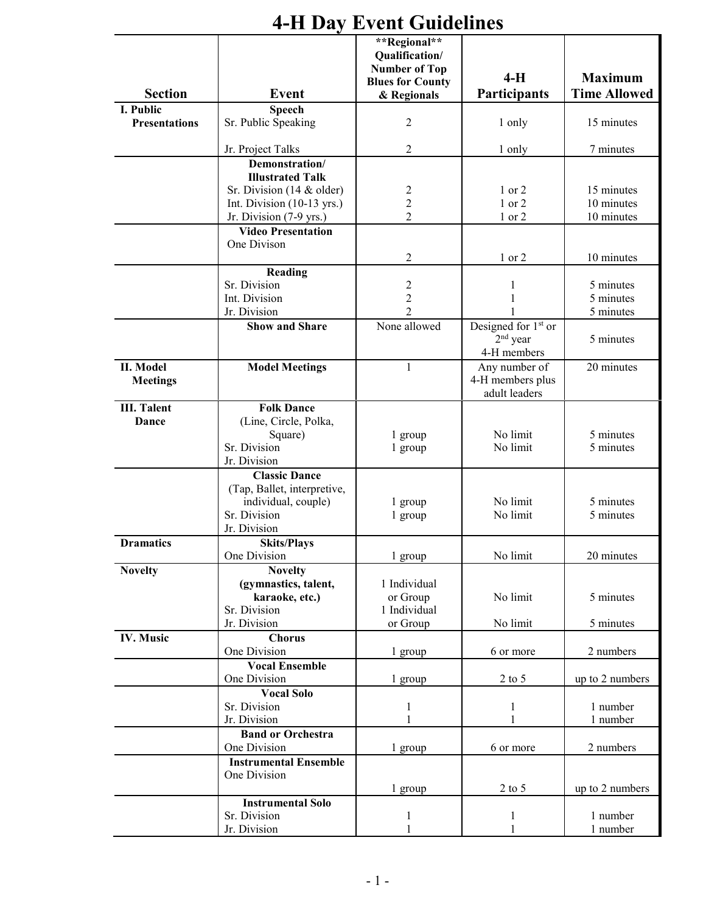# 4-H Day Event Guidelines

| Section | Event | **Regional** Qualification/ Number of Top Blues for County & Regionals | 4-H Participants | Maximum Time Allowed |
|---|---|---|---|---|
| I. Public Presentations | **Speech** | | | |
| | Sr. Public Speaking | 2 | 1 only | 15 minutes |
| | Jr. Project Talks | 2 | 1 only | 7 minutes |
| | **Demonstration/ Illustrated Talk** | | | |
| | Sr. Division (14 & older) | 2 | 1 or 2 | 15 minutes |
| | Int. Division (10-13 yrs.) | 2 | 1 or 2 | 10 minutes |
| | Jr. Division (7-9 yrs.) | 2 | 1 or 2 | 10 minutes |
| | **Video Presentation** | | | |
| | One Divison | 2 | 1 or 2 | 10 minutes |
| | **Reading** | | | |
| | Sr. Division | 2 | 1 | 5 minutes |
| | Int. Division | 2 | 1 | 5 minutes |
| | Jr. Division | 2 | 1 | 5 minutes |
| | **Show and Share** | None allowed | Designed for 1st or 2nd year 4-H members | 5 minutes |
| II. Model Meetings | **Model Meetings** | 1 | Any number of 4-H members plus adult leaders | 20 minutes |
| III. Talent Dance | **Folk Dance** (Line, Circle, Polka, Square) | | | |
| | Sr. Division | 1 group | No limit | 5 minutes |
| | Jr. Division | 1 group | No limit | 5 minutes |
| | **Classic Dance** (Tap, Ballet, interpretive, individual, couple) | | | |
| | Sr. Division | 1 group | No limit | 5 minutes |
| | Jr. Division | 1 group | No limit | 5 minutes |
| Dramatics | **Skits/Plays** | | | |
| | One Division | 1 group | No limit | 20 minutes |
| Novelty | **Novelty (gymnastics, talent, karaoke, etc.)** | | | |
| | Sr. Division | 1 Individual or Group | No limit | 5 minutes |
| | Jr. Division | 1 Individual or Group | No limit | 5 minutes |
| IV. Music | **Chorus** | | | |
| | One Division | 1 group | 6 or more | 2 numbers |
| | **Vocal Ensemble** | | | |
| | One Division | 1 group | 2 to 5 | up to 2 numbers |
| | **Vocal Solo** | | | |
| | Sr. Division | 1 | 1 | 1 number |
| | Jr. Division | 1 | 1 | 1 number |
| | **Band or Orchestra** | | | |
| | One Division | 1 group | 6 or more | 2 numbers |
| | **Instrumental Ensemble** | | | |
| | One Division | 1 group | 2 to 5 | up to 2 numbers |
| | **Instrumental Solo** | | | |
| | Sr. Division | 1 | 1 | 1 number |
| | Jr. Division | 1 | 1 | 1 number |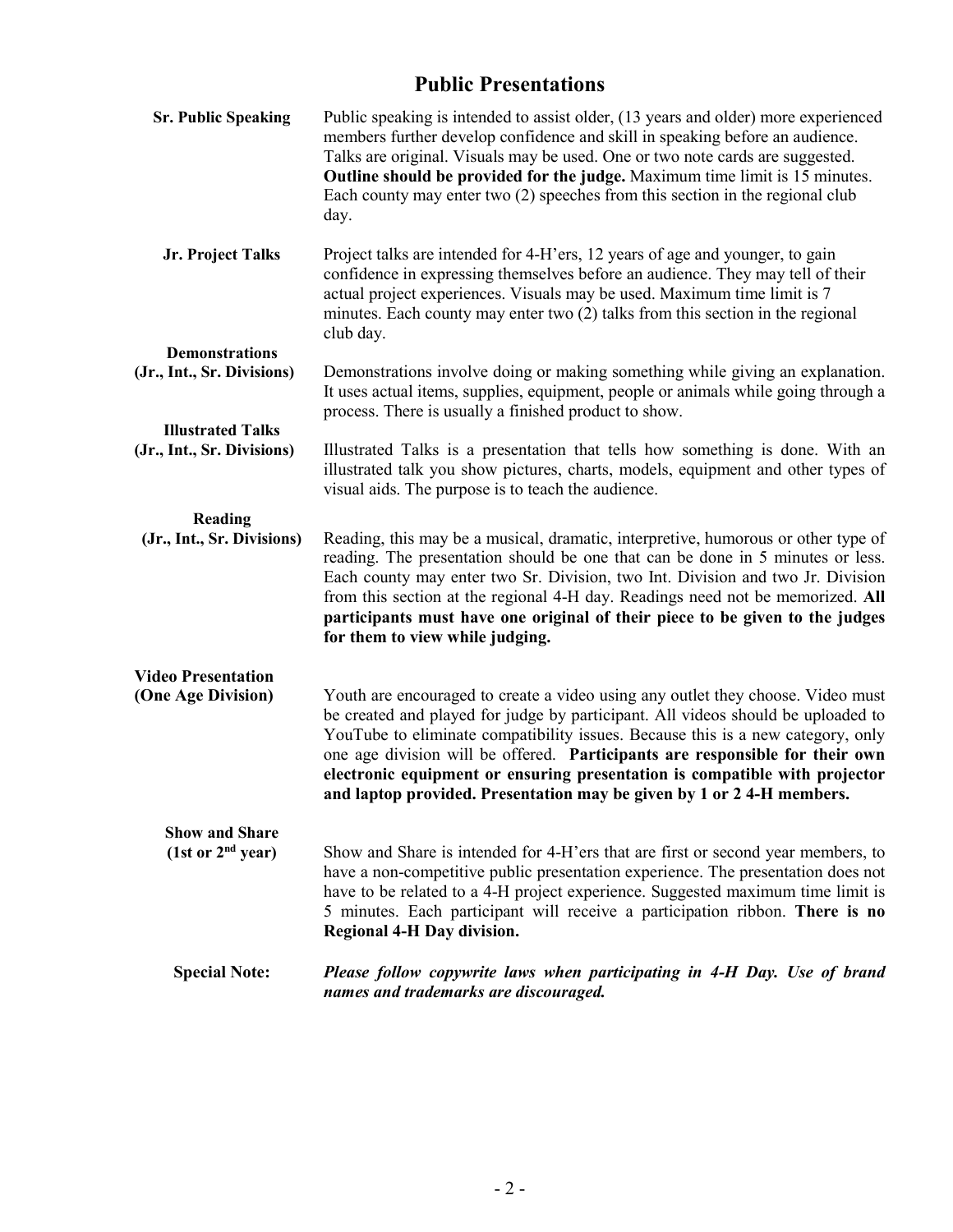# Public Presentations

**Sr. Public Speaking**

Public speaking is intended to assist older, (13 years and older) more experienced members further develop confidence and skill in speaking before an audience. Talks are original. Visuals may be used. One or two note cards are suggested. **Outline should be provided for the judge.** Maximum time limit is 15 minutes. Each county may enter two (2) speeches from this section in the regional club day.

**Jr. Project Talks**

Project talks are intended for 4-H'ers, 12 years of age and younger, to gain confidence in expressing themselves before an audience. They may tell of their actual project experiences. Visuals may be used. Maximum time limit is 7 minutes. Each county may enter two (2) talks from this section in the regional club day.

**Demonstrations (Jr., Int., Sr. Divisions)**

Demonstrations involve doing or making something while giving an explanation. It uses actual items, supplies, equipment, people or animals while going through a process. There is usually a finished product to show.

**Illustrated Talks (Jr., Int., Sr. Divisions)**

Illustrated Talks is a presentation that tells how something is done. With an illustrated talk you show pictures, charts, models, equipment and other types of visual aids. The purpose is to teach the audience.

**Reading (Jr., Int., Sr. Divisions)**

Reading, this may be a musical, dramatic, interpretive, humorous or other type of reading. The presentation should be one that can be done in 5 minutes or less. Each county may enter two Sr. Division, two Int. Division and two Jr. Division from this section at the regional 4-H day. Readings need not be memorized. **All participants must have one original of their piece to be given to the judges for them to view while judging.**

**Video Presentation (One Age Division)**

Youth are encouraged to create a video using any outlet they choose. Video must be created and played for judge by participant. All videos should be uploaded to YouTube to eliminate compatibility issues. Because this is a new category, only one age division will be offered. **Participants are responsible for their own electronic equipment or ensuring presentation is compatible with projector and laptop provided. Presentation may be given by 1 or 2 4-H members.**

**Show and Share (1st or 2nd year)**

Show and Share is intended for 4-H'ers that are first or second year members, to have a non-competitive public presentation experience. The presentation does not have to be related to a 4-H project experience. Suggested maximum time limit is 5 minutes. Each participant will receive a participation ribbon. **There is no Regional 4-H Day division.**

**Special Note:** ***Please follow copywrite laws when participating in 4-H Day. Use of brand names and trademarks are discouraged.***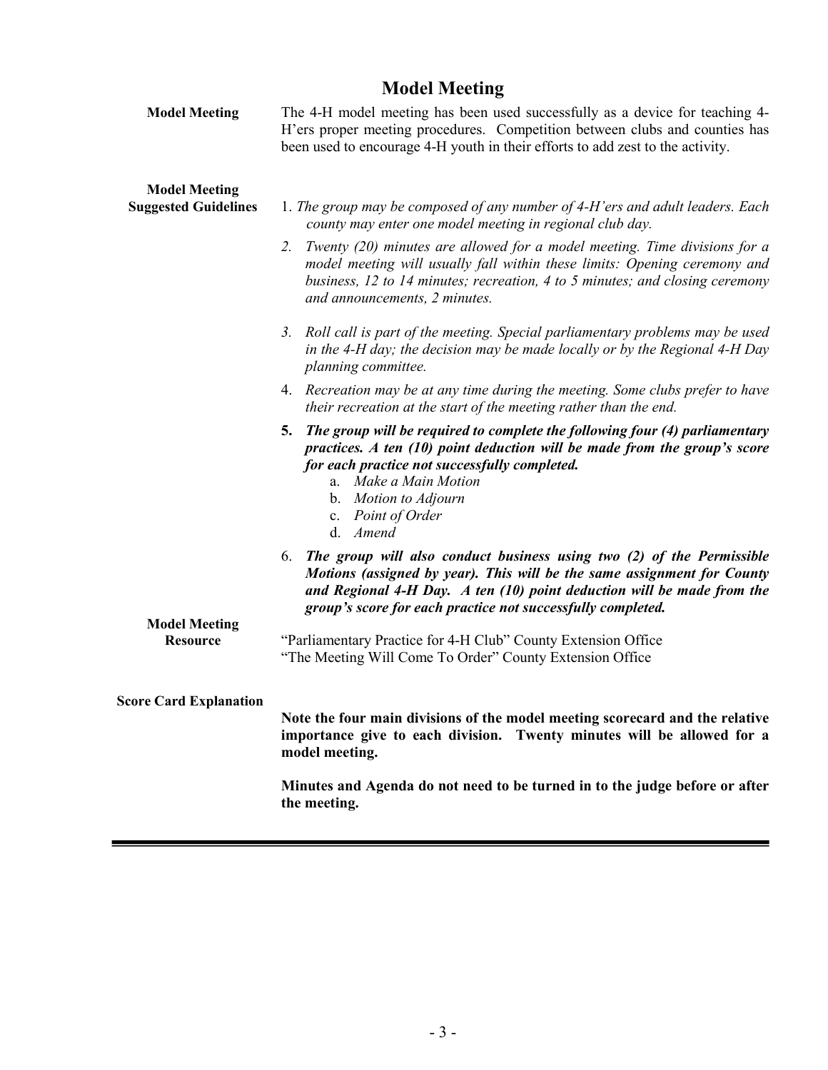# Model Meeting

**Model Meeting**

The 4-H model meeting has been used successfully as a device for teaching 4-H'ers proper meeting procedures. Competition between clubs and counties has been used to encourage 4-H youth in their efforts to add zest to the activity.

**Model Meeting Suggested Guidelines**

1. *The group may be composed of any number of 4-H'ers and adult leaders. Each county may enter one model meeting in regional club day.*
2. *Twenty (20) minutes are allowed for a model meeting. Time divisions for a model meeting will usually fall within these limits: Opening ceremony and business, 12 to 14 minutes; recreation, 4 to 5 minutes; and closing ceremony and announcements, 2 minutes.*
3. *Roll call is part of the meeting. Special parliamentary problems may be used in the 4-H day; the decision may be made locally or by the Regional 4-H Day planning committee.*
4. *Recreation may be at any time during the meeting. Some clubs prefer to have their recreation at the start of the meeting rather than the end.*
5. ***The group will be required to complete the following four (4) parliamentary practices. A ten (10) point deduction will be made from the group's score for each practice not successfully completed.***
   a. *Make a Main Motion*
   b. *Motion to Adjourn*
   c. *Point of Order*
   d. *Amend*
6. ***The group will also conduct business using two (2) of the Permissible Motions (assigned by year). This will be the same assignment for County and Regional 4-H Day. A ten (10) point deduction will be made from the group's score for each practice not successfully completed.***

**Model Meeting Resource**

"Parliamentary Practice for 4-H Club" County Extension Office
"The Meeting Will Come To Order" County Extension Office

**Score Card Explanation**

**Note the four main divisions of the model meeting scorecard and the relative importance give to each division. Twenty minutes will be allowed for a model meeting.**

**Minutes and Agenda do not need to be turned in to the judge before or after the meeting.**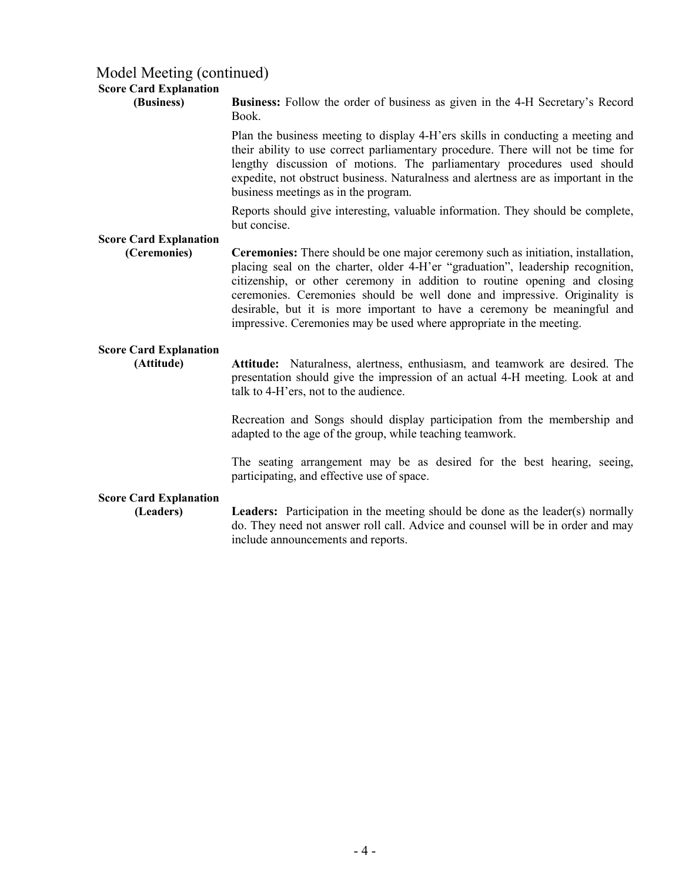## Model Meeting (continued)

**Score Card Explanation (Business)**

**Business:** Follow the order of business as given in the 4-H Secretary's Record Book.

Plan the business meeting to display 4-H'ers skills in conducting a meeting and their ability to use correct parliamentary procedure. There will not be time for lengthy discussion of motions. The parliamentary procedures used should expedite, not obstruct business. Naturalness and alertness are as important in the business meetings as in the program.

Reports should give interesting, valuable information. They should be complete, but concise.

**Score Card Explanation (Ceremonies)**

**Ceremonies:** There should be one major ceremony such as initiation, installation, placing seal on the charter, older 4-H'er "graduation", leadership recognition, citizenship, or other ceremony in addition to routine opening and closing ceremonies. Ceremonies should be well done and impressive. Originality is desirable, but it is more important to have a ceremony be meaningful and impressive. Ceremonies may be used where appropriate in the meeting.

**Score Card Explanation (Attitude)**

**Attitude:** Naturalness, alertness, enthusiasm, and teamwork are desired. The presentation should give the impression of an actual 4-H meeting. Look at and talk to 4-H'ers, not to the audience.

Recreation and Songs should display participation from the membership and adapted to the age of the group, while teaching teamwork.

The seating arrangement may be as desired for the best hearing, seeing, participating, and effective use of space.

**Score Card Explanation (Leaders)**

**Leaders:** Participation in the meeting should be done as the leader(s) normally do. They need not answer roll call. Advice and counsel will be in order and may include announcements and reports.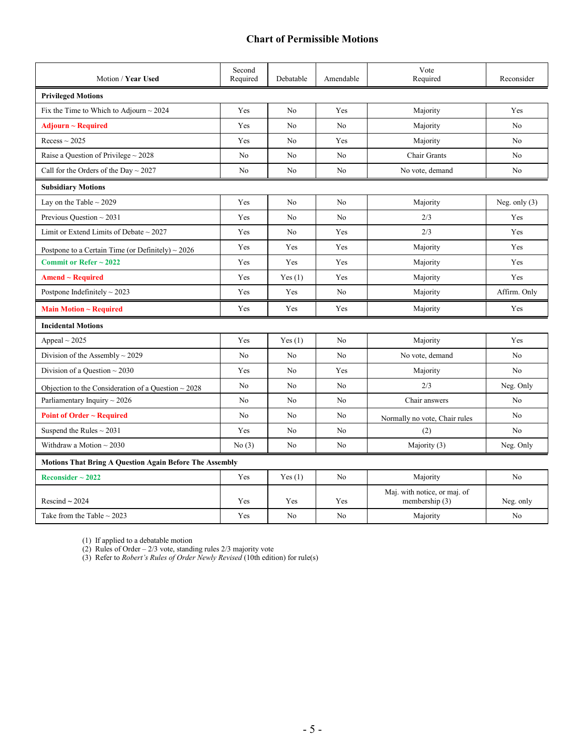## Chart of Permissible Motions

| Motion / **Year Used** | Second Required | Debatable | Amendable | Vote Required | Reconsider |
|---|---|---|---|---|---|
| **Privileged Motions** | | | | | |
| Fix the Time to Which to Adjourn ~ 2024 | Yes | No | Yes | Majority | Yes |
| **Adjourn ~ Required** | Yes | No | No | Majority | No |
| Recess ~ 2025 | Yes | No | Yes | Majority | No |
| Raise a Question of Privilege ~ 2028 | No | No | No | Chair Grants | No |
| Call for the Orders of the Day ~ 2027 | No | No | No | No vote, demand | No |
| **Subsidiary Motions** | | | | | |
| Lay on the Table ~ 2029 | Yes | No | No | Majority | Neg. only (3) |
| Previous Question ~ 2031 | Yes | No | No | 2/3 | Yes |
| Limit or Extend Limits of Debate ~ 2027 | Yes | No | Yes | 2/3 | Yes |
| Postpone to a Certain Time (or Definitely) ~ 2026 | Yes | Yes | Yes | Majority | Yes |
| **Commit or Refer ~ 2022** | Yes | Yes | Yes | Majority | Yes |
| **Amend ~ Required** | Yes | Yes (1) | Yes | Majority | Yes |
| Postpone Indefinitely ~ 2023 | Yes | Yes | No | Majority | Affirm. Only |
| **Main Motion ~ Required** | Yes | Yes | Yes | Majority | Yes |
| **Incidental Motions** | | | | | |
| Appeal ~ 2025 | Yes | Yes (1) | No | Majority | Yes |
| Division of the Assembly ~ 2029 | No | No | No | No vote, demand | No |
| Division of a Question ~ 2030 | Yes | No | Yes | Majority | No |
| Objection to the Consideration of a Question ~ 2028 | No | No | No | 2/3 | Neg. Only |
| Parliamentary Inquiry ~ 2026 | No | No | No | Chair answers | No |
| **Point of Order ~ Required** | No | No | No | Normally no vote, Chair rules | No |
| Suspend the Rules ~ 2031 | Yes | No | No | (2) | No |
| Withdraw a Motion ~ 2030 | No (3) | No | No | Majority (3) | Neg. Only |
| **Motions That Bring A Question Again Before The Assembly** | | | | | |
| **Reconsider ~ 2022** | Yes | Yes (1) | No | Majority | No |
| Rescind ~ 2024 | Yes | Yes | Yes | Maj. with notice, or maj. of membership (3) | Neg. only |
| Take from the Table ~ 2023 | Yes | No | No | Majority | No |

(1) If applied to a debatable motion
(2) Rules of Order – 2/3 vote, standing rules 2/3 majority vote
(3) Refer to *Robert's Rules of Order Newly Revised* (10th edition) for rule(s)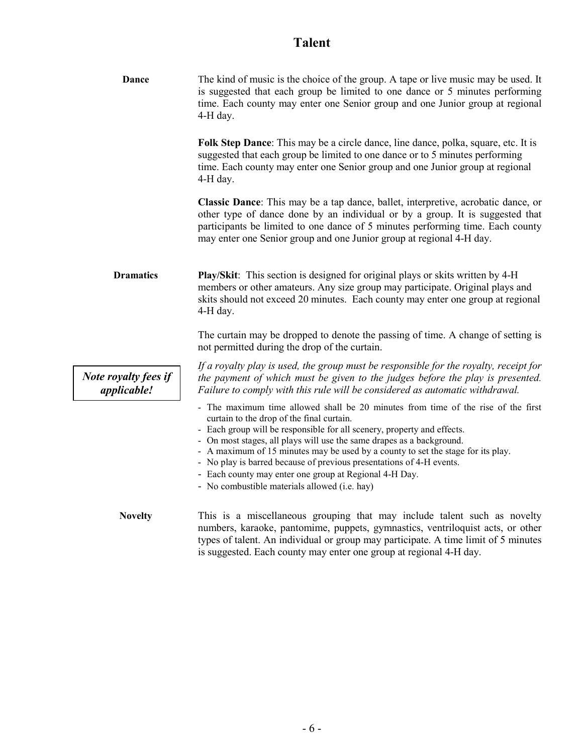# Talent

### Dance

The kind of music is the choice of the group. A tape or live music may be used. It is suggested that each group be limited to one dance or 5 minutes performing time. Each county may enter one Senior group and one Junior group at regional 4-H day.

**Folk Step Dance**: This may be a circle dance, line dance, polka, square, etc. It is suggested that each group be limited to one dance or to 5 minutes performing time. Each county may enter one Senior group and one Junior group at regional 4-H day.

**Classic Dance**: This may be a tap dance, ballet, interpretive, acrobatic dance, or other type of dance done by an individual or by a group. It is suggested that participants be limited to one dance of 5 minutes performing time. Each county may enter one Senior group and one Junior group at regional 4-H day.

### Dramatics

**Play/Skit**: This section is designed for original plays or skits written by 4-H members or other amateurs. Any size group may participate. Original plays and skits should not exceed 20 minutes. Each county may enter one group at regional 4-H day.

The curtain may be dropped to denote the passing of time. A change of setting is not permitted during the drop of the curtain.

***Note royalty fees if applicable!***

*If a royalty play is used, the group must be responsible for the royalty, receipt for the payment of which must be given to the judges before the play is presented. Failure to comply with this rule will be considered as automatic withdrawal.*

- The maximum time allowed shall be 20 minutes from time of the rise of the first curtain to the drop of the final curtain.
- Each group will be responsible for all scenery, property and effects.
- On most stages, all plays will use the same drapes as a background.
- A maximum of 15 minutes may be used by a county to set the stage for its play.
- No play is barred because of previous presentations of 4-H events.
- Each county may enter one group at Regional 4-H Day.
- No combustible materials allowed (i.e. hay)

### Novelty

This is a miscellaneous grouping that may include talent such as novelty numbers, karaoke, pantomime, puppets, gymnastics, ventriloquist acts, or other types of talent. An individual or group may participate. A time limit of 5 minutes is suggested. Each county may enter one group at regional 4-H day.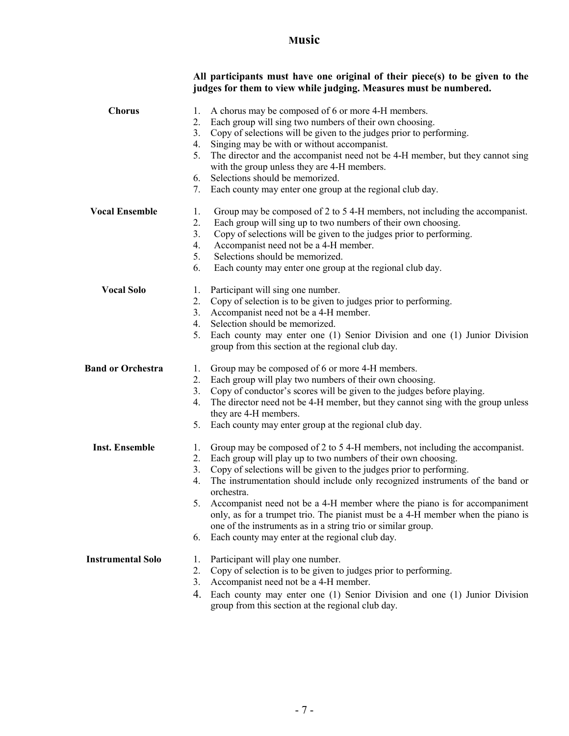# Music

**All participants must have one original of their piece(s) to be given to the judges for them to view while judging. Measures must be numbered.**

### Chorus

1. A chorus may be composed of 6 or more 4-H members.
2. Each group will sing two numbers of their own choosing.
3. Copy of selections will be given to the judges prior to performing.
4. Singing may be with or without accompanist.
5. The director and the accompanist need not be 4-H member, but they cannot sing with the group unless they are 4-H members.
6. Selections should be memorized.
7. Each county may enter one group at the regional club day.

### Vocal Ensemble

1. Group may be composed of 2 to 5 4-H members, not including the accompanist.
2. Each group will sing up to two numbers of their own choosing.
3. Copy of selections will be given to the judges prior to performing.
4. Accompanist need not be a 4-H member.
5. Selections should be memorized.
6. Each county may enter one group at the regional club day.

### Vocal Solo

1. Participant will sing one number.
2. Copy of selection is to be given to judges prior to performing.
3. Accompanist need not be a 4-H member.
4. Selection should be memorized.
5. Each county may enter one (1) Senior Division and one (1) Junior Division group from this section at the regional club day.

### Band or Orchestra

1. Group may be composed of 6 or more 4-H members.
2. Each group will play two numbers of their own choosing.
3. Copy of conductor's scores will be given to the judges before playing.
4. The director need not be 4-H member, but they cannot sing with the group unless they are 4-H members.
5. Each county may enter group at the regional club day.

### Inst. Ensemble

1. Group may be composed of 2 to 5 4-H members, not including the accompanist.
2. Each group will play up to two numbers of their own choosing.
3. Copy of selections will be given to the judges prior to performing.
4. The instrumentation should include only recognized instruments of the band or orchestra.
5. Accompanist need not be a 4-H member where the piano is for accompaniment only, as for a trumpet trio. The pianist must be a 4-H member when the piano is one of the instruments as in a string trio or similar group.
6. Each county may enter at the regional club day.

### Instrumental Solo

1. Participant will play one number.
2. Copy of selection is to be given to judges prior to performing.
3. Accompanist need not be a 4-H member.
4. Each county may enter one (1) Senior Division and one (1) Junior Division group from this section at the regional club day.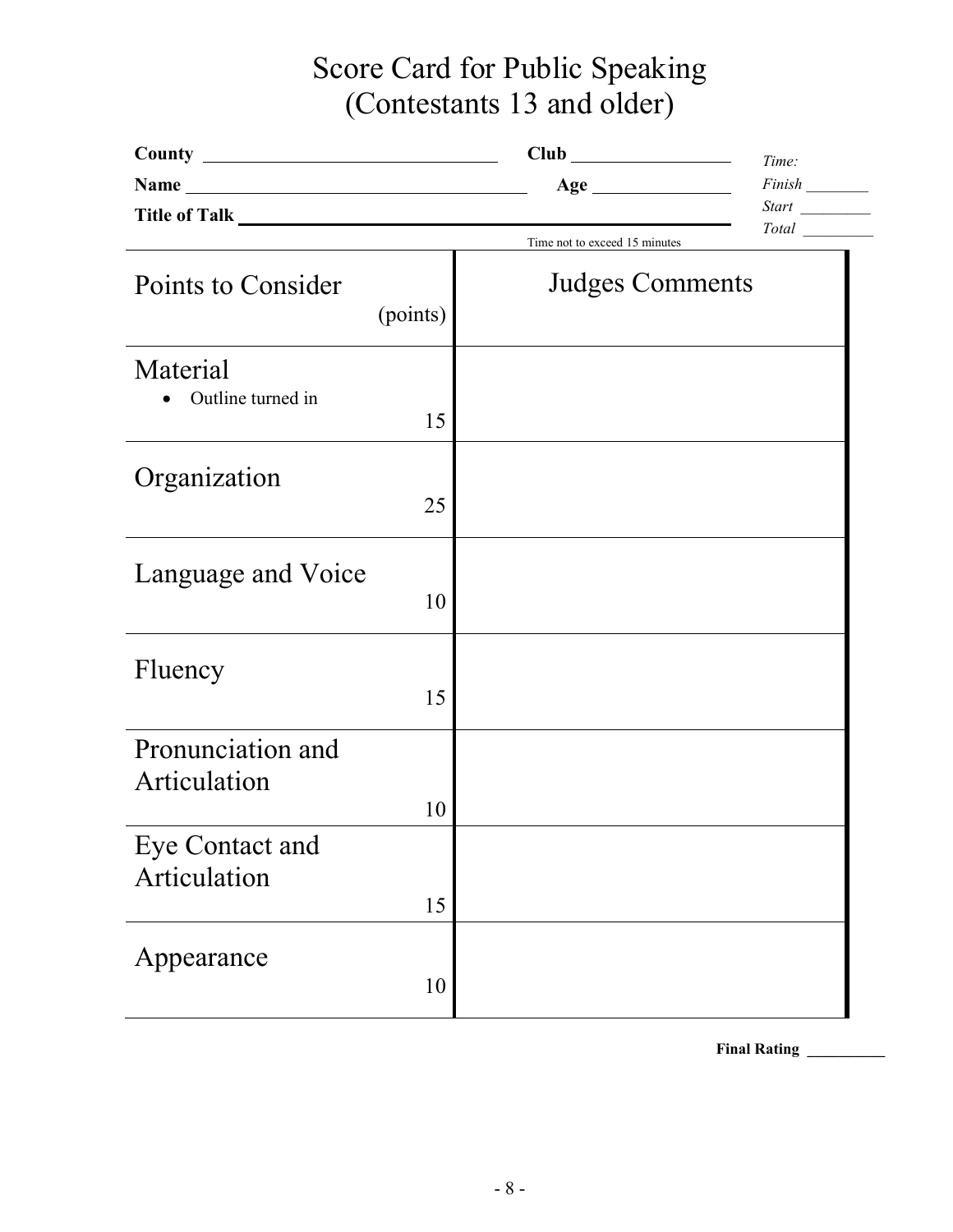# Score Card for Public Speaking
## (Contestants 13 and older)

**County** ______________________ **Club** ______________ *Time:*

**Name** ______________________ **Age** ______________ *Finish* ________

**Title of Talk** ______________________ *Start* ________

Time not to exceed 15 minutes *Total* ________

| Points to Consider (points) | | Judges Comments |
|---|---|---|
| Material<br>• Outline turned in | 15 | |
| Organization | 25 | |
| Language and Voice | 10 | |
| Fluency | 15 | |
| Pronunciation and Articulation | 10 | |
| Eye Contact and Articulation | 15 | |
| Appearance | 10 | |

**Final Rating** __________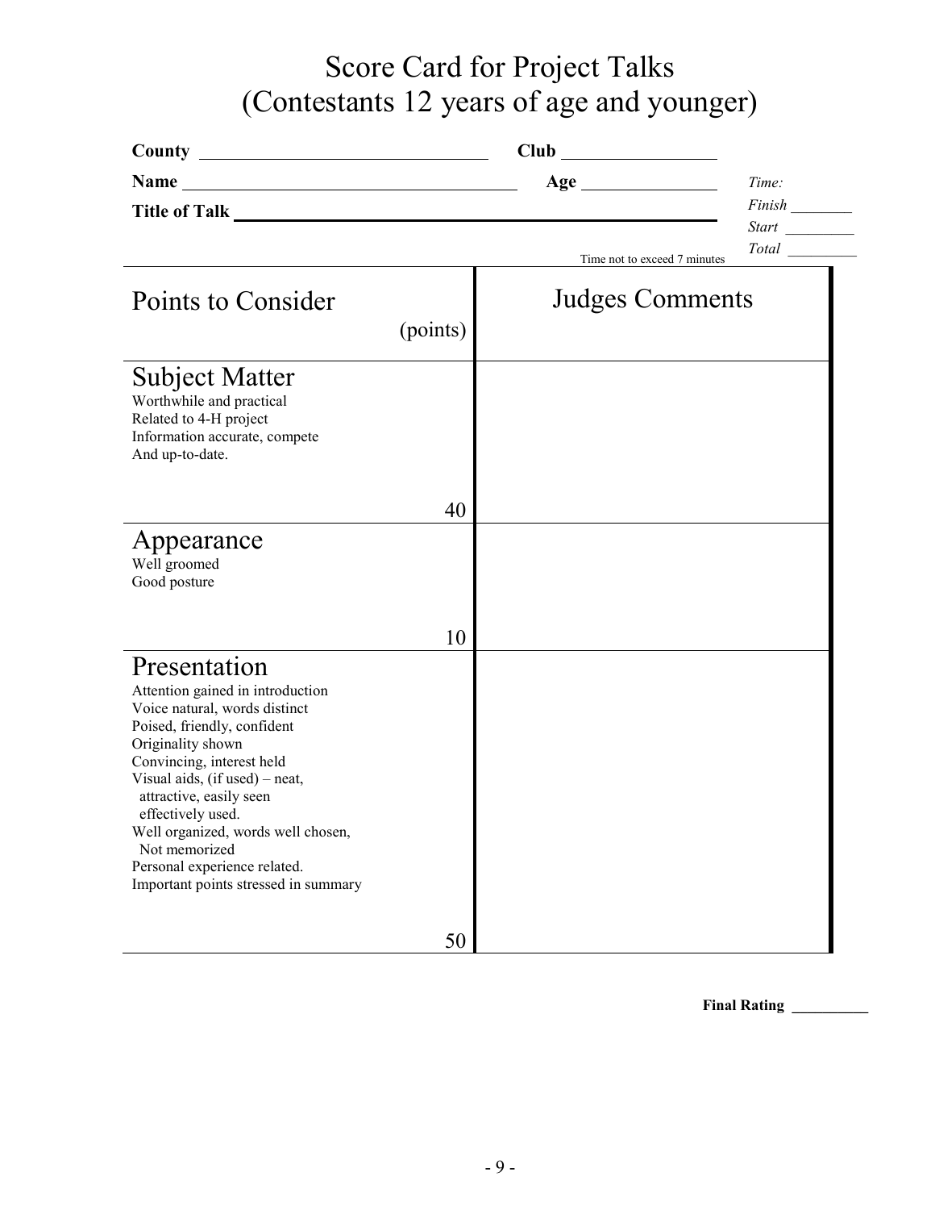# Score Card for Project Talks
# (Contestants 12 years of age and younger)

**County** ______________________________ **Club** ________________

**Name** __________________________________ **Age** ______________

**Title of Talk** ______________________________________________

Time not to exceed 7 minutes

*Time:*
*Finish* ________
*Start* ________
*Total* ________

| Points to Consider (points) | | Judges Comments |
|---|---|---|
| **Subject Matter**<br>Worthwhile and practical<br>Related to 4-H project<br>Information accurate, compete<br>And up-to-date. | 40 | |
| **Appearance**<br>Well groomed<br>Good posture | 10 | |
| **Presentation**<br>Attention gained in introduction<br>Voice natural, words distinct<br>Poised, friendly, confident<br>Originality shown<br>Convincing, interest held<br>Visual aids, (if used) – neat, attractive, easily seen effectively used.<br>Well organized, words well chosen, Not memorized<br>Personal experience related.<br>Important points stressed in summary | 50 | |

**Final Rating** __________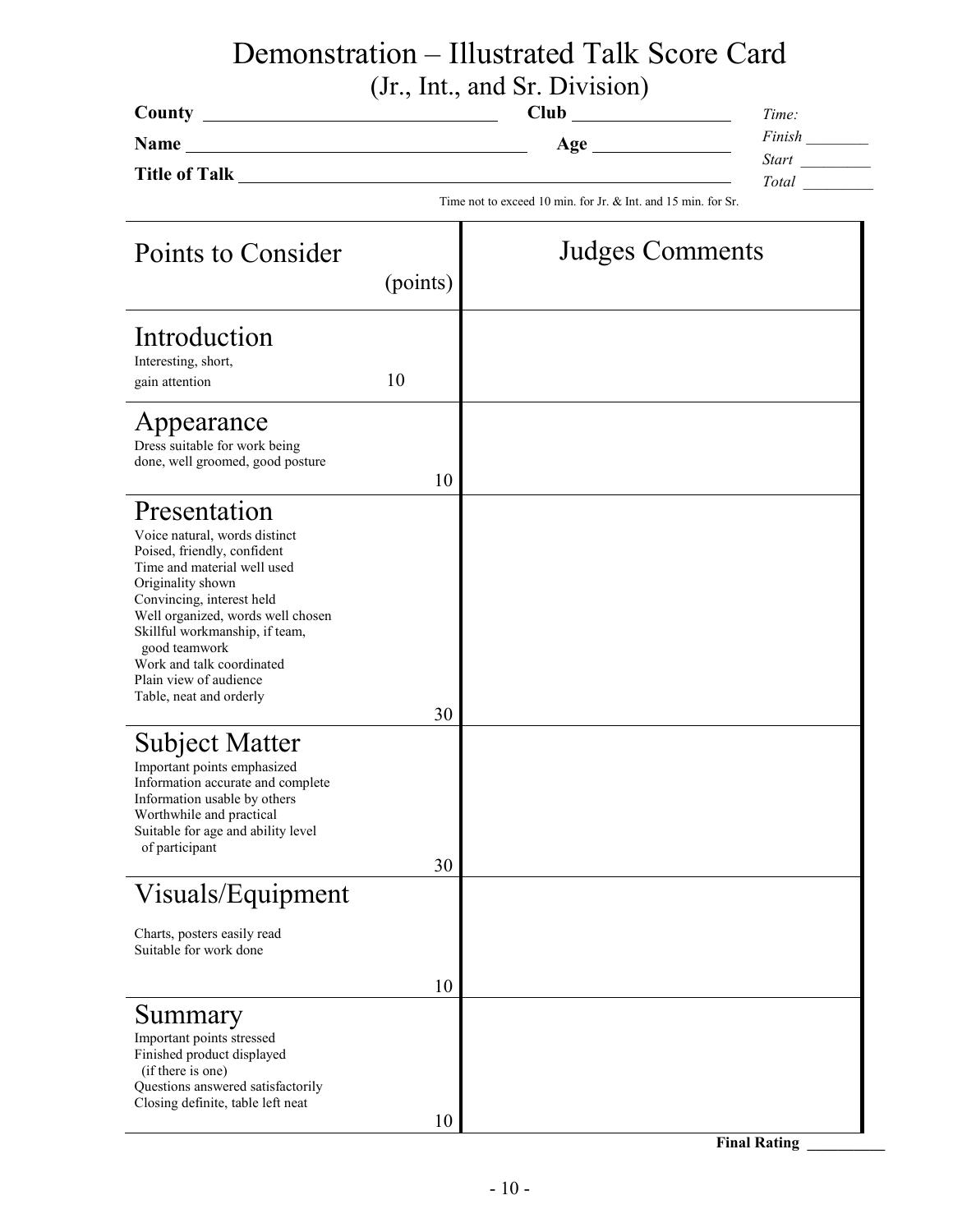# Demonstration – Illustrated Talk Score Card

## (Jr., Int., and Sr. Division)

**County** ______________________________ **Club** ________________

**Name** ____________________________________ **Age** ______________

**Title of Talk** ____________________________________________________

*Time:*
*Finish* ________
*Start* ________
*Total* ________

Time not to exceed 10 min. for Jr. & Int. and 15 min. for Sr.

| Points to Consider | (points) | Judges Comments |
|---|---|---|
| **Introduction**<br>Interesting, short,<br>gain attention | 10 | |
| **Appearance**<br>Dress suitable for work being done, well groomed, good posture | 10 | |
| **Presentation**<br>Voice natural, words distinct<br>Poised, friendly, confident<br>Time and material well used<br>Originality shown<br>Convincing, interest held<br>Well organized, words well chosen<br>Skillful workmanship, if team, good teamwork<br>Work and talk coordinated<br>Plain view of audience<br>Table, neat and orderly | 30 | |
| **Subject Matter**<br>Important points emphasized<br>Information accurate and complete<br>Information usable by others<br>Worthwhile and practical<br>Suitable for age and ability level of participant | 30 | |
| **Visuals/Equipment**<br>Charts, posters easily read<br>Suitable for work done | 10 | |
| **Summary**<br>Important points stressed<br>Finished product displayed (if there is one)<br>Questions answered satisfactorily<br>Closing definite, table left neat | 10 | |

**Final Rating** __________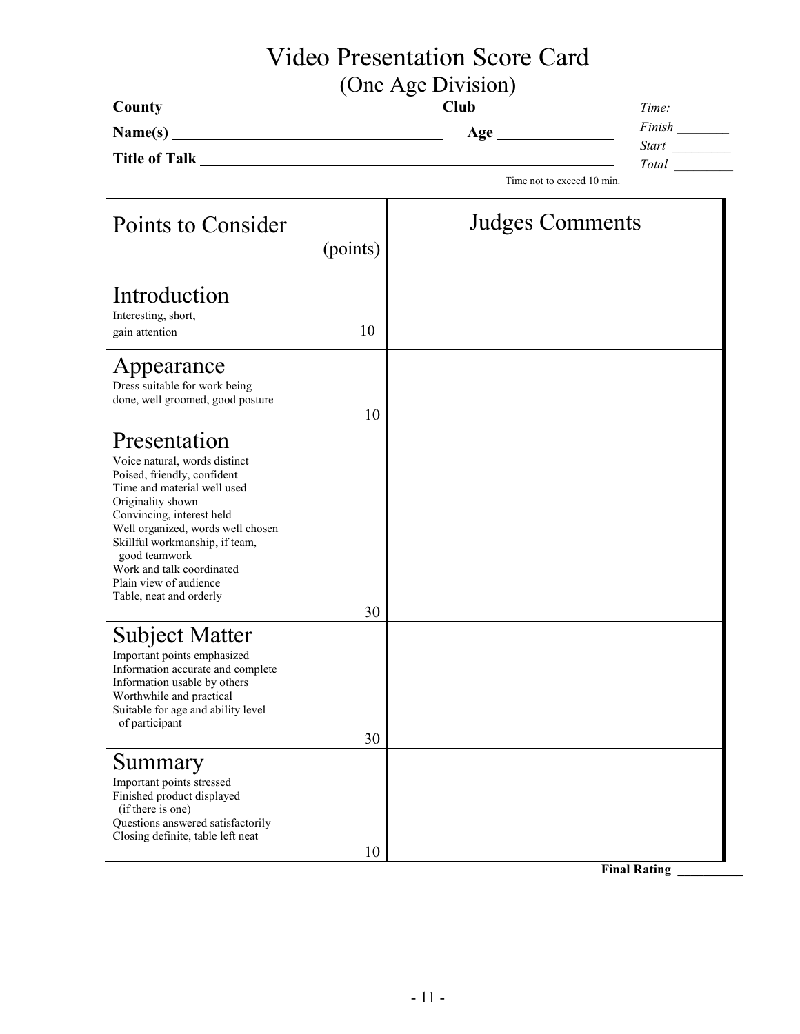# Video Presentation Score Card

## (One Age Division)

**County** ______________________________ **Club** ________________

**Name(s)** ______________________________ **Age** ________________

**Title of Talk** ______________________________________________

Time not to exceed 10 min.

*Time:*
*Finish* ________
*Start* ________
*Total* ________

| Points to Consider (points) | | Judges Comments |
|---|---|---|
| **Introduction**<br>Interesting, short,<br>gain attention | 10 | |
| **Appearance**<br>Dress suitable for work being done, well groomed, good posture | 10 | |
| **Presentation**<br>Voice natural, words distinct<br>Poised, friendly, confident<br>Time and material well used<br>Originality shown<br>Convincing, interest held<br>Well organized, words well chosen<br>Skillful workmanship, if team, good teamwork<br>Work and talk coordinated<br>Plain view of audience<br>Table, neat and orderly | 30 | |
| **Subject Matter**<br>Important points emphasized<br>Information accurate and complete<br>Information usable by others<br>Worthwhile and practical<br>Suitable for age and ability level of participant | 30 | |
| **Summary**<br>Important points stressed<br>Finished product displayed (if there is one)<br>Questions answered satisfactorily<br>Closing definite, table left neat | 10 | |

**Final Rating** __________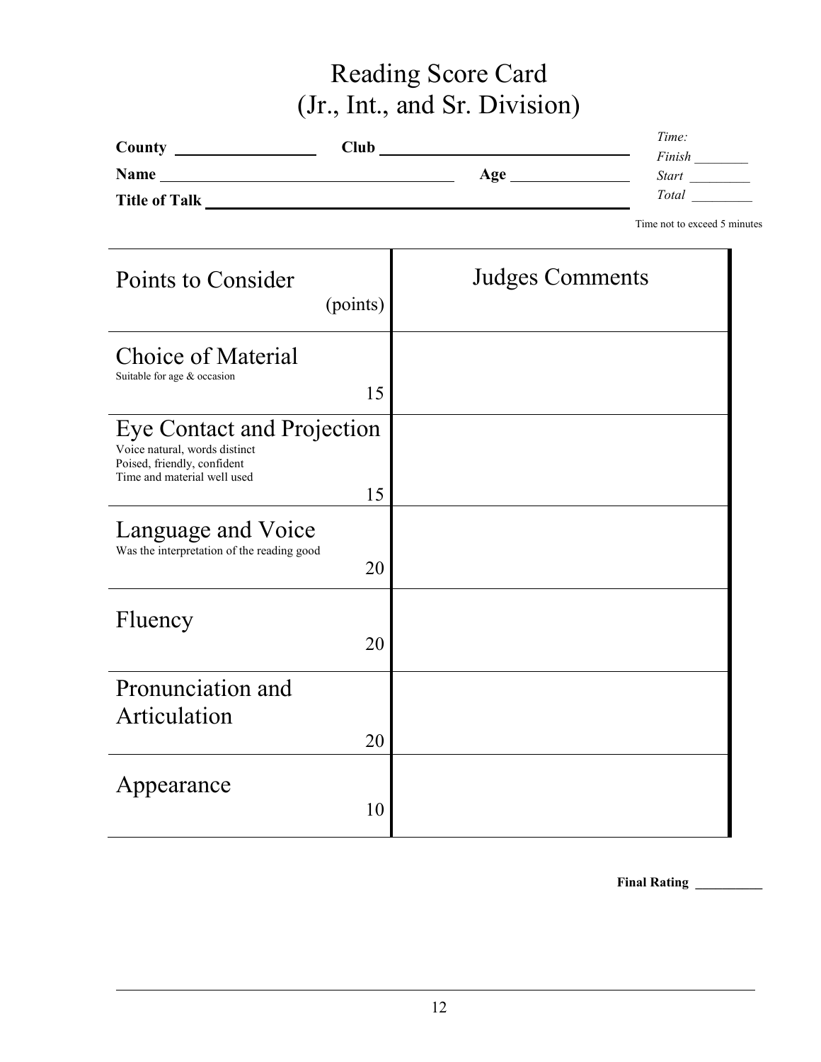# Reading Score Card
## (Jr., Int., and Sr. Division)

**County** ________________ **Club** ______________________________

**Name** ____________________________________ **Age** ______________

**Title of Talk** ______________________________________________

*Time:*
*Finish* ________
*Start* ________
*Total* ________

Time not to exceed 5 minutes

| Points to Consider (points) | Judges Comments |
|---|---|
| Choice of Material<br>Suitable for age & occasion<br>15 | |
| Eye Contact and Projection<br>Voice natural, words distinct<br>Poised, friendly, confident<br>Time and material well used<br>15 | |
| Language and Voice<br>Was the interpretation of the reading good<br>20 | |
| Fluency<br>20 | |
| Pronunciation and Articulation<br>20 | |
| Appearance<br>10 | |

**Final Rating** __________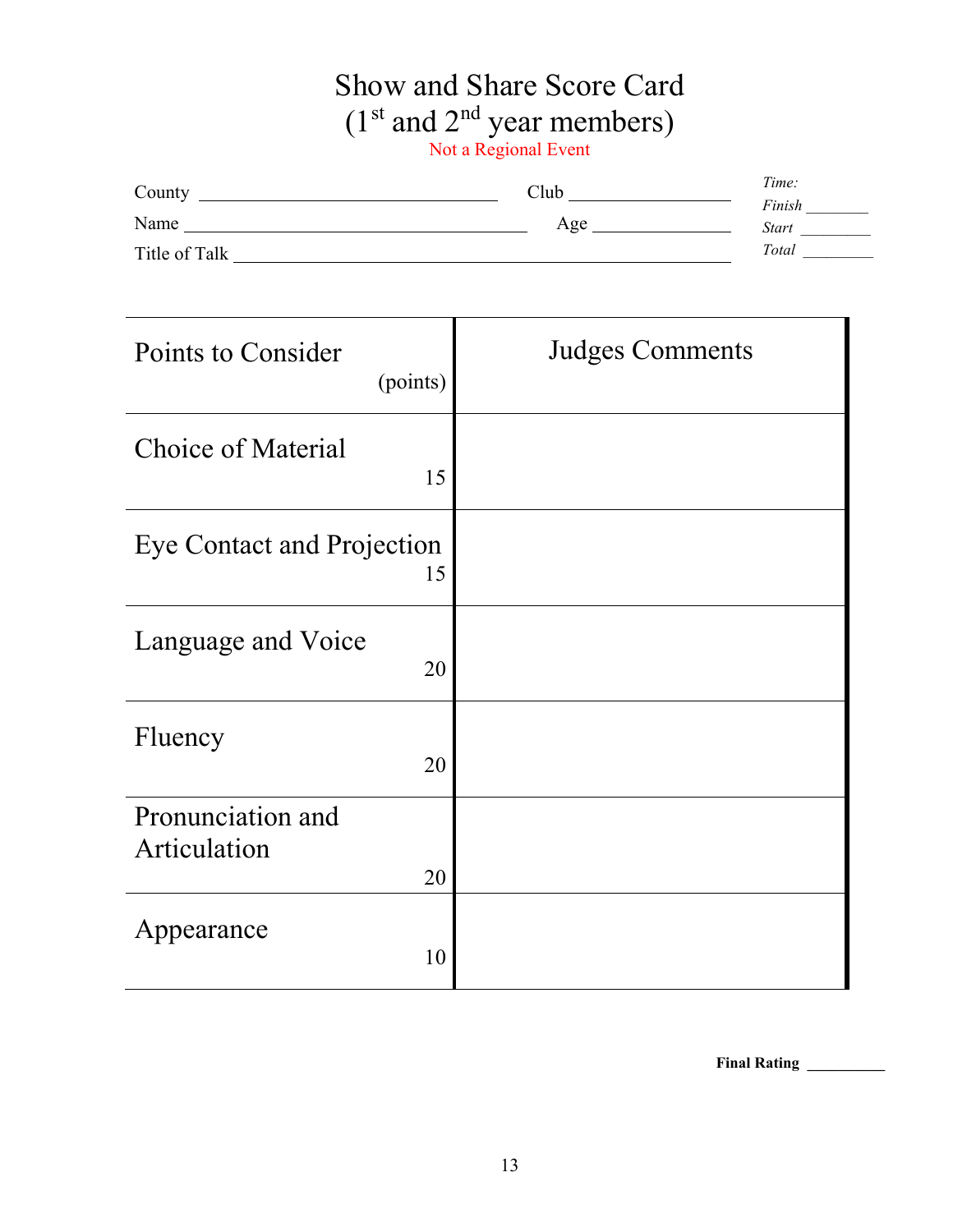# Show and Share Score Card
## ($1^{st}$ and $2^{nd}$ year members)

Not a Regional Event

County ______________________________ Club ________________

Name __________________________________ Age ______________

Title of Talk ______________________________________________

*Time:*
*Finish* _______
*Start* ________
*Total* ________

| Points to Consider (points) | Judges Comments |
|---|---|
| Choice of Material 15 | |
| Eye Contact and Projection 15 | |
| Language and Voice 20 | |
| Fluency 20 | |
| Pronunciation and Articulation 20 | |
| Appearance 10 | |

**Final Rating** __________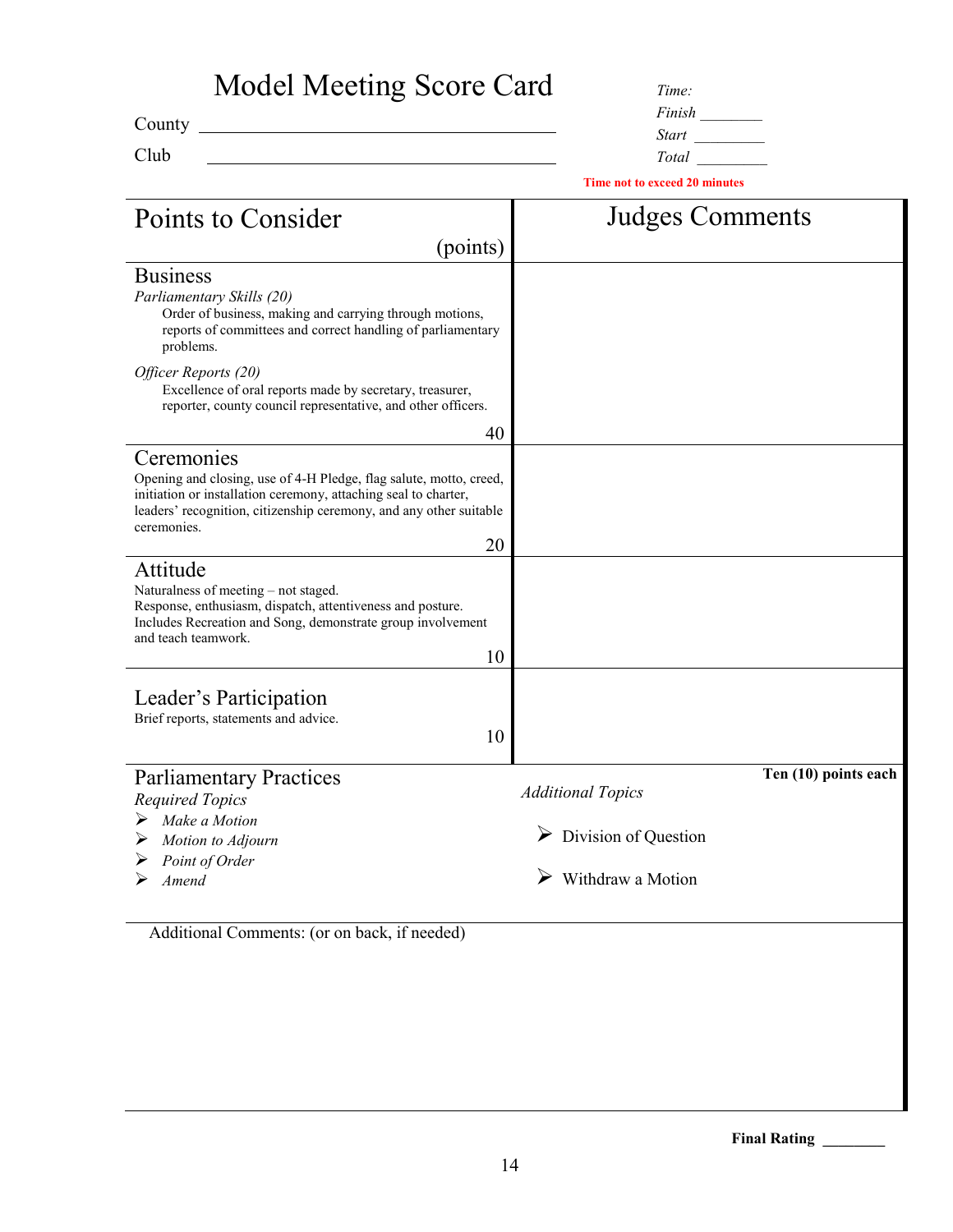# Model Meeting Score Card

County ______________________________

Club ______________________________

*Time:*
*Finish* ________
*Start* ________
*Total* ________

**Time not to exceed 20 minutes**

| Points to Consider (points) | Judges Comments |
|---|---|
| **Business**<br>*Parliamentary Skills (20)*<br>Order of business, making and carrying through motions, reports of committees and correct handling of parliamentary problems.<br>*Officer Reports (20)*<br>Excellence of oral reports made by secretary, treasurer, reporter, county council representative, and other officers.<br>40 | |
| **Ceremonies**<br>Opening and closing, use of 4-H Pledge, flag salute, motto, creed, initiation or installation ceremony, attaching seal to charter, leaders' recognition, citizenship ceremony, and any other suitable ceremonies.<br>20 | |
| **Attitude**<br>Naturalness of meeting – not staged.<br>Response, enthusiasm, dispatch, attentiveness and posture.<br>Includes Recreation and Song, demonstrate group involvement and teach teamwork.<br>10 | |
| **Leader's Participation**<br>Brief reports, statements and advice.<br>10 | |

## Parliamentary Practices

**Ten (10) points each**

*Required Topics*
- *Make a Motion*
- *Motion to Adjourn*
- *Point of Order*
- *Amend*

*Additional Topics*
- Division of Question
- Withdraw a Motion

Additional Comments: (or on back, if needed)

**Final Rating** ________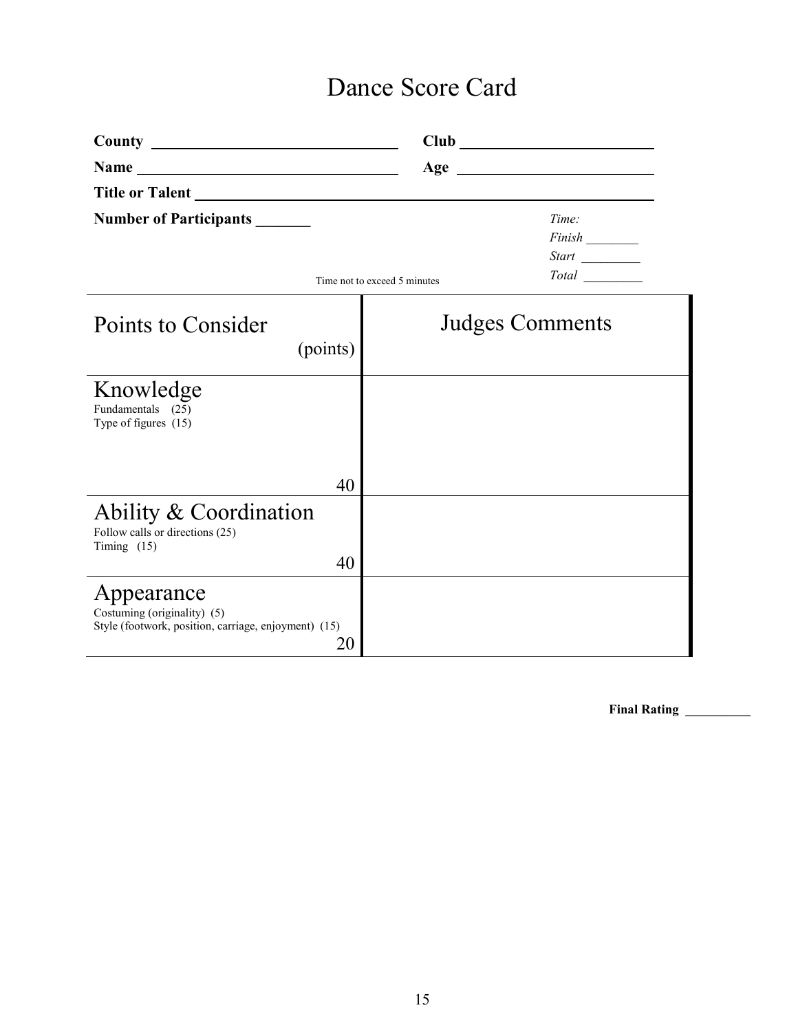# Dance Score Card

**County** ______________________________ **Club** ______________________________

**Name** ______________________________ **Age** ______________________________

**Title or Talent** ______________________________________________________________

**Number of Participants** _______

*Time:*
*Finish* ________
*Start* ________
*Total* ________

Time not to exceed 5 minutes

| Points to Consider (points) | Judges Comments |
|---|---|
| **Knowledge**<br>Fundamentals (25)<br>Type of figures (15)<br>40 | |
| **Ability & Coordination**<br>Follow calls or directions (25)<br>Timing (15)<br>40 | |
| **Appearance**<br>Costuming (originality) (5)<br>Style (footwork, position, carriage, enjoyment) (15)<br>20 | |

**Final Rating** __________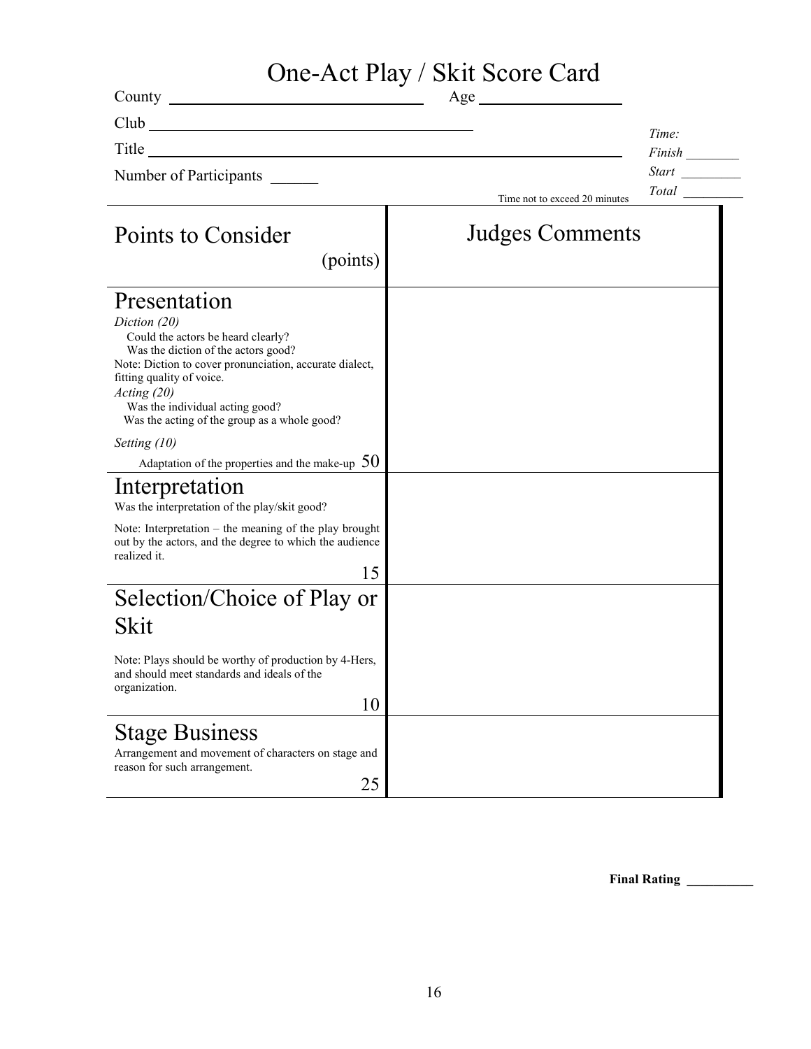# One-Act Play / Skit Score Card

County ______________________________ Age ________________

Club ________________________________________

Title ____________________________________________________________

Number of Participants ______

Time not to exceed 20 minutes

*Time:*
*Finish* ________
*Start* _________
*Total* _________

| Points to Consider (points) | Judges Comments |
|---|---|
| **Presentation**<br>*Diction (20)*<br>Could the actors be heard clearly?<br>Was the diction of the actors good?<br>Note: Diction to cover pronunciation, accurate dialect, fitting quality of voice.<br>*Acting (20)*<br>Was the individual acting good?<br>Was the acting of the group as a whole good?<br>*Setting (10)*<br>Adaptation of the properties and the make-up 50 | |
| **Interpretation**<br>Was the interpretation of the play/skit good?<br>Note: Interpretation – the meaning of the play brought out by the actors, and the degree to which the audience realized it.<br>15 | |
| **Selection/Choice of Play or Skit**<br>Note: Plays should be worthy of production by 4-Hers, and should meet standards and ideals of the organization.<br>10 | |
| **Stage Business**<br>Arrangement and movement of characters on stage and reason for such arrangement.<br>25 | |

**Final Rating** __________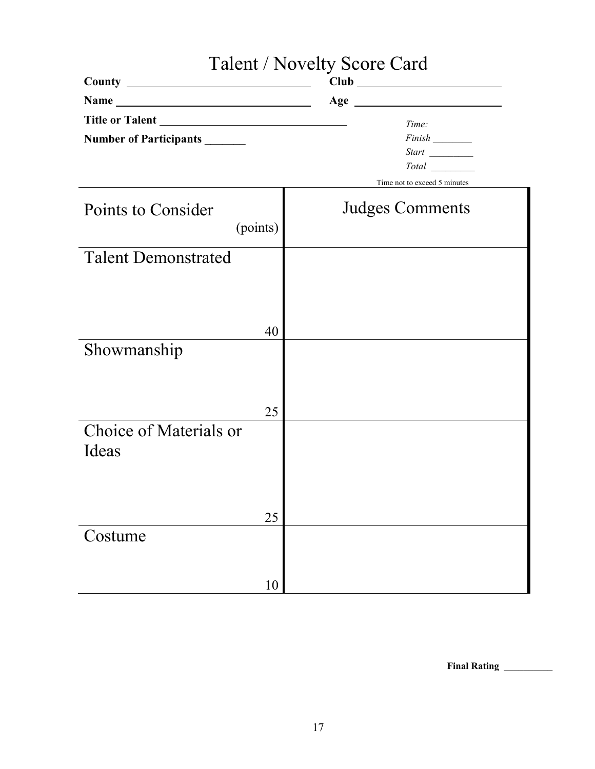# Talent / Novelty Score Card

**County** ______________________________ **Club** ________________________

**Name** ______________________________ **Age** ________________________

**Title or Talent** ______________________________

**Number of Participants** _______

*Time:*

*Finish* ________

*Start* _________

*Total* _________

Time not to exceed 5 minutes

| Points to Consider (points) | Judges Comments |
|---|---|
| Talent Demonstrated 40 | |
| Showmanship 25 | |
| Choice of Materials or Ideas 25 | |
| Costume 10 | |

**Final Rating** __________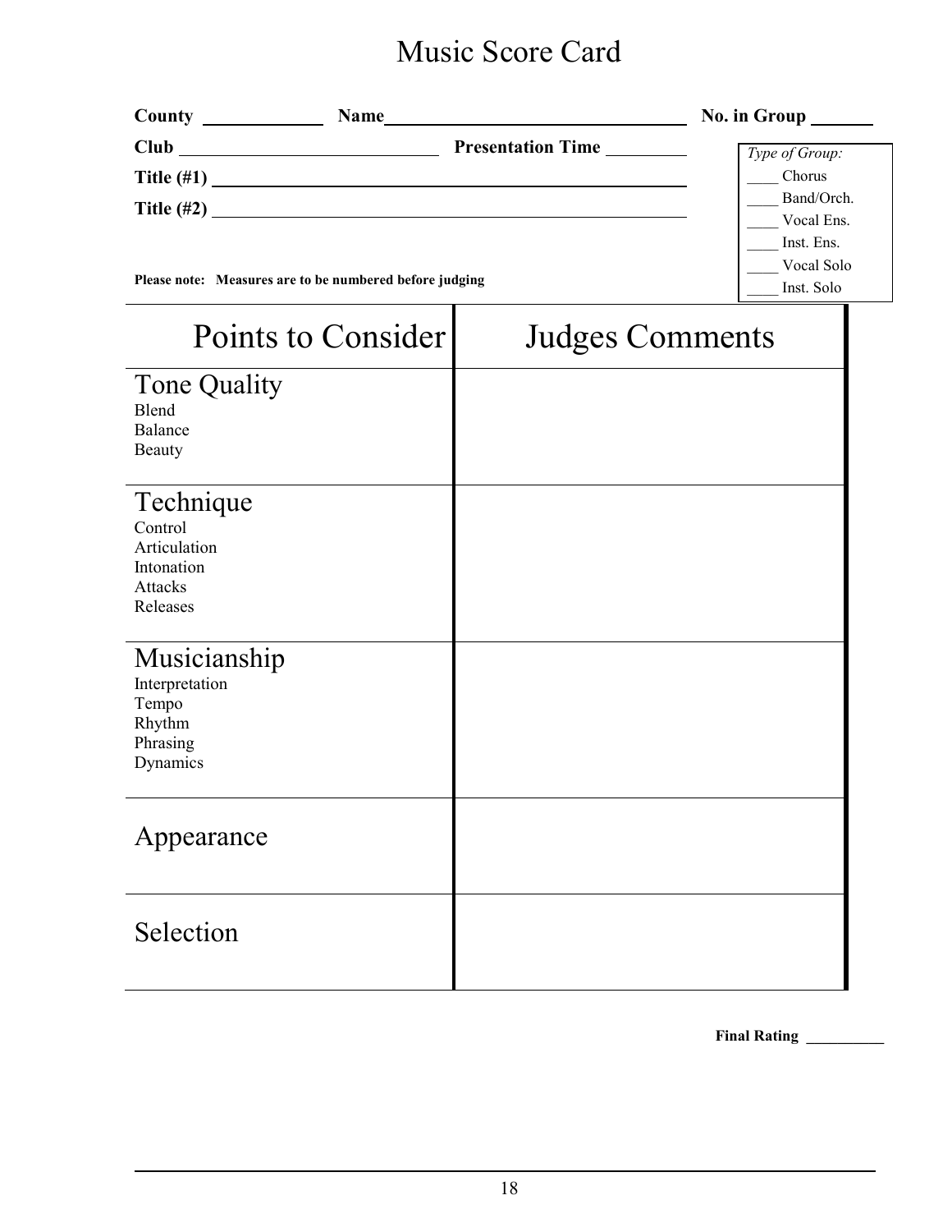# Music Score Card

**County** ____________ **Name** ______________________________ **No. in Group** ______

**Club** __________________________ **Presentation Time** ________

**Title (#1)** ______________________________________________

**Title (#2)** ______________________________________________

*Type of Group:*
- ____ Chorus
- ____ Band/Orch.
- ____ Vocal Ens.
- ____ Inst. Ens.
- ____ Vocal Solo
- ____ Inst. Solo

**Please note: Measures are to be numbered before judging**

| Points to Consider | Judges Comments |
|---|---|
| **Tone Quality**<br>Blend<br>Balance<br>Beauty | |
| **Technique**<br>Control<br>Articulation<br>Intonation<br>Attacks<br>Releases | |
| **Musicianship**<br>Interpretation<br>Tempo<br>Rhythm<br>Phrasing<br>Dynamics | |
| **Appearance** | |
| **Selection** | |

**Final Rating** __________